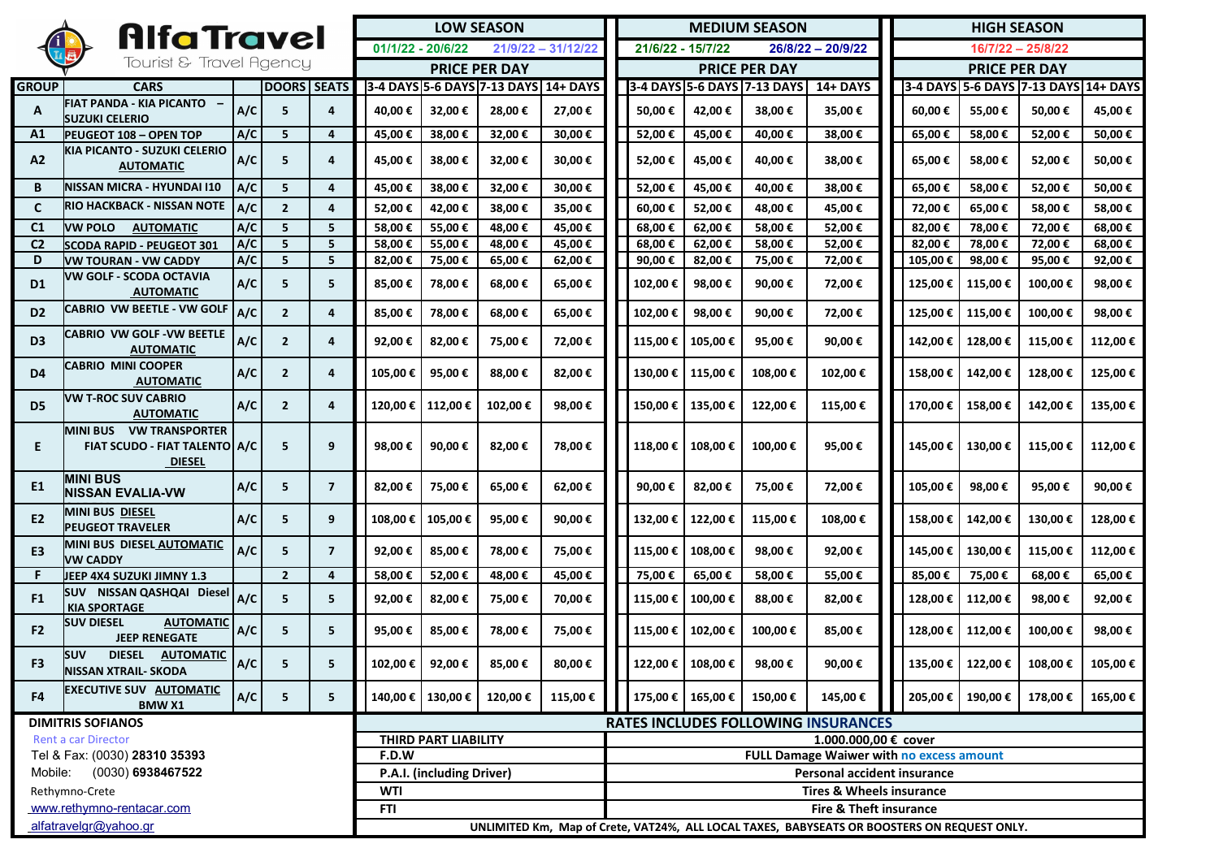# AlfaTravel

Tourist & Travel Agency

| GROUP | CARS | | DOORS | SEATS | LOW SEASON 01/1/22 - 20/6/22, 21/9/22 – 31/12/22 PRICE PER DAY 3-4 DAYS | 5-6 DAYS | 7-13 DAYS | 14+ DAYS | MEDIUM SEASON 21/6/22 - 15/7/22, 26/8/22 – 20/9/22 PRICE PER DAY 3-4 DAYS | 5-6 DAYS | 7-13 DAYS | 14+ DAYS | HIGH SEASON 16/7/22 – 25/8/22 PRICE PER DAY 3-4 DAYS | 5-6 DAYS | 7-13 DAYS | 14+ DAYS |
|---|---|---|---|---|---|---|---|---|---|---|---|---|---|---|---|---|
| A | FIAT PANDA - KIA PICANTO – SUZUKI CELERIO | A/C | 5 | 4 | 40,00 € | 32,00 € | 28,00 € | 27,00 € | 50,00 € | 42,00 € | 38,00 € | 35,00 € | 60,00 € | 55,00 € | 50,00 € | 45,00 € |
| A1 | PEUGEOT 108 – OPEN TOP | A/C | 5 | 4 | 45,00 € | 38,00 € | 32,00 € | 30,00 € | 52,00 € | 45,00 € | 40,00 € | 38,00 € | 65,00 € | 58,00 € | 52,00 € | 50,00 € |
| A2 | KIA PICANTO - SUZUKI CELERIO AUTOMATIC | A/C | 5 | 4 | 45,00 € | 38,00 € | 32,00 € | 30,00 € | 52,00 € | 45,00 € | 40,00 € | 38,00 € | 65,00 € | 58,00 € | 52,00 € | 50,00 € |
| B | NISSAN MICRA - HYUNDAI I10 | A/C | 5 | 4 | 45,00 € | 38,00 € | 32,00 € | 30,00 € | 52,00 € | 45,00 € | 40,00 € | 38,00 € | 65,00 € | 58,00 € | 52,00 € | 50,00 € |
| C | RIO HACKBACK - NISSAN NOTE | A/C | 2 | 4 | 52,00 € | 42,00 € | 38,00 € | 35,00 € | 60,00 € | 52,00 € | 48,00 € | 45,00 € | 72,00 € | 65,00 € | 58,00 € | 58,00 € |
| C1 | VW POLO AUTOMATIC | A/C | 5 | 5 | 58,00 € | 55,00 € | 48,00 € | 45,00 € | 68,00 € | 62,00 € | 58,00 € | 52,00 € | 82,00 € | 78,00 € | 72,00 € | 68,00 € |
| C2 | SCODA RAPID - PEUGEOT 301 | A/C | 5 | 5 | 58,00 € | 55,00 € | 48,00 € | 45,00 € | 68,00 € | 62,00 € | 58,00 € | 52,00 € | 82,00 € | 78,00 € | 72,00 € | 68,00 € |
| D | VW TOURAN - VW CADDY | A/C | 5 | 5 | 82,00 € | 75,00 € | 65,00 € | 62,00 € | 90,00 € | 82,00 € | 75,00 € | 72,00 € | 105,00 € | 98,00 € | 95,00 € | 92,00 € |
| D1 | VW GOLF - SCODA OCTAVIA AUTOMATIC | A/C | 5 | 5 | 85,00 € | 78,00 € | 68,00 € | 65,00 € | 102,00 € | 98,00 € | 90,00 € | 72,00 € | 125,00 € | 115,00 € | 100,00 € | 98,00 € |
| D2 | CABRIO VW BEETLE - VW GOLF | A/C | 2 | 4 | 85,00 € | 78,00 € | 68,00 € | 65,00 € | 102,00 € | 98,00 € | 90,00 € | 72,00 € | 125,00 € | 115,00 € | 100,00 € | 98,00 € |
| D3 | CABRIO VW GOLF -VW BEETLE AUTOMATIC | A/C | 2 | 4 | 92,00 € | 82,00 € | 75,00 € | 72,00 € | 115,00 € | 105,00 € | 95,00 € | 90,00 € | 142,00 € | 128,00 € | 115,00 € | 112,00 € |
| D4 | CABRIO MINI COOPER AUTOMATIC | A/C | 2 | 4 | 105,00 € | 95,00 € | 88,00 € | 82,00 € | 130,00 € | 115,00 € | 108,00 € | 102,00 € | 158,00 € | 142,00 € | 128,00 € | 125,00 € |
| D5 | VW T-ROC SUV CABRIO AUTOMATIC | A/C | 2 | 4 | 120,00 € | 112,00 € | 102,00 € | 98,00 € | 150,00 € | 135,00 € | 122,00 € | 115,00 € | 170,00 € | 158,00 € | 142,00 € | 135,00 € |
| E | MINI BUS VW TRANSPORTER FIAT SCUDO - FIAT TALENTO DIESEL | A/C | 5 | 9 | 98,00 € | 90,00 € | 82,00 € | 78,00 € | 118,00 € | 108,00 € | 100,00 € | 95,00 € | 145,00 € | 130,00 € | 115,00 € | 112,00 € |
| E1 | MINI BUS NISSAN EVALIA-VW | A/C | 5 | 7 | 82,00 € | 75,00 € | 65,00 € | 62,00 € | 90,00 € | 82,00 € | 75,00 € | 72,00 € | 105,00 € | 98,00 € | 95,00 € | 90,00 € |
| E2 | MINI BUS DIESEL PEUGEOT TRAVELER | A/C | 5 | 9 | 108,00 € | 105,00 € | 95,00 € | 90,00 € | 132,00 € | 122,00 € | 115,00 € | 108,00 € | 158,00 € | 142,00 € | 130,00 € | 128,00 € |
| E3 | MINI BUS DIESEL AUTOMATIC VW CADDY | A/C | 5 | 7 | 92,00 € | 85,00 € | 78,00 € | 75,00 € | 115,00 € | 108,00 € | 98,00 € | 92,00 € | 145,00 € | 130,00 € | 115,00 € | 112,00 € |
| F | JEEP 4X4 SUZUKI JIMNY 1.3 | | 2 | 4 | 58,00 € | 52,00 € | 48,00 € | 45,00 € | 75,00 € | 65,00 € | 58,00 € | 55,00 € | 85,00 € | 75,00 € | 68,00 € | 65,00 € |
| F1 | SUV NISSAN QASHQAI Diesel KIA SPORTAGE | A/C | 5 | 5 | 92,00 € | 82,00 € | 75,00 € | 70,00 € | 115,00 € | 100,00 € | 88,00 € | 82,00 € | 128,00 € | 112,00 € | 98,00 € | 92,00 € |
| F2 | SUV DIESEL AUTOMATIC JEEP RENEGATE | A/C | 5 | 5 | 95,00 € | 85,00 € | 78,00 € | 75,00 € | 115,00 € | 102,00 € | 100,00 € | 85,00 € | 128,00 € | 112,00 € | 100,00 € | 98,00 € |
| F3 | SUV DIESEL AUTOMATIC NISSAN XTRAIL- SKODA | A/C | 5 | 5 | 102,00 € | 92,00 € | 85,00 € | 80,00 € | 122,00 € | 108,00 € | 98,00 € | 90,00 € | 135,00 € | 122,00 € | 108,00 € | 105,00 € |
| F4 | EXECUTIVE SUV AUTOMATIC BMW X1 | A/C | 5 | 5 | 140,00 € | 130,00 € | 120,00 € | 115,00 € | 175,00 € | 165,00 € | 150,00 € | 145,00 € | 205,00 € | 190,00 € | 178,00 € | 165,00 € |

**DIMITRIS SOFIANOS**
Rent a car Director
Tel & Fax: (0030) **28310 35393**
Mobile: (0030) **6938467522**
Rethymno-Crete
www.rethymno-rentacar.com
alfatravelgr@yahoo.gr

**RATES INCLUDES FOLLOWING INSURANCES**

| | |
|---|---|
| THIRD PART LIABILITY | 1.000.000,00 € cover |
| F.D.W | FULL Damage Waiwer with no excess amount |
| P.A.I. (including Driver) | Personal accident insurance |
| WTI | Tires & Wheels insurance |
| FTI | Fire & Theft insurance |

**UNLIMITED Km, Map of Crete, VAT24%, ALL LOCAL TAXES, BABYSEATS OR BOOSTERS ON REQUEST ONLY.**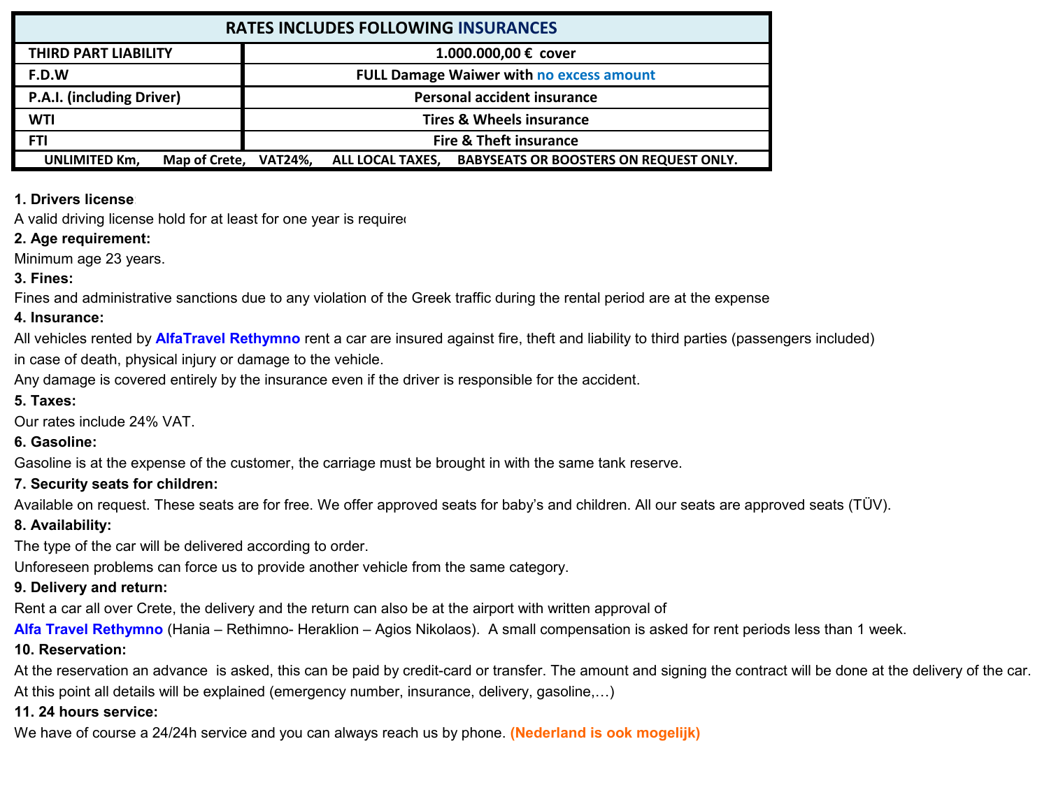| RATES INCLUDES FOLLOWING INSURANCES | |
|---|---|
| THIRD PART LIABILITY | 1.000.000,00 € cover |
| F.D.W | FULL Damage Waiwer with no excess amount |
| P.A.I. (including Driver) | Personal accident insurance |
| WTI | Tires & Wheels insurance |
| FTI | Fire & Theft insurance |
| UNLIMITED Km, Map of Crete, VAT24%, ALL LOCAL TAXES, BABYSEATS OR BOOSTERS ON REQUEST ONLY. | |

**1. Drivers license**

A valid driving license hold for at least for one year is required

**2. Age requirement:**

Minimum age 23 years.

**3. Fines:**

Fines and administrative sanctions due to any violation of the Greek traffic during the rental period are at the expense

**4. Insurance:**

All vehicles rented by **AlfaTravel Rethymno** rent a car are insured against fire, theft and liability to third parties (passengers included) in case of death, physical injury or damage to the vehicle.

Any damage is covered entirely by the insurance even if the driver is responsible for the accident.

**5. Taxes:**

Our rates include 24% VAT.

**6. Gasoline:**

Gasoline is at the expense of the customer, the carriage must be brought in with the same tank reserve.

**7. Security seats for children:**

Available on request. These seats are for free. We offer approved seats for baby's and children. All our seats are approved seats (TÜV).

**8. Availability:**

The type of the car will be delivered according to order.

Unforeseen problems can force us to provide another vehicle from the same category.

**9. Delivery and return:**

Rent a car all over Crete, the delivery and the return can also be at the airport with written approval of **Alfa Travel Rethymno** (Hania – Rethimno- Heraklion – Agios Nikolaos). A small compensation is asked for rent periods less than 1 week.

**10. Reservation:**

At the reservation an advance is asked, this can be paid by credit-card or transfer. The amount and signing the contract will be done at the delivery of the car. At this point all details will be explained (emergency number, insurance, delivery, gasoline,…)

**11. 24 hours service:**

We have of course a 24/24h service and you can always reach us by phone. **(Nederland is ook mogelijk)**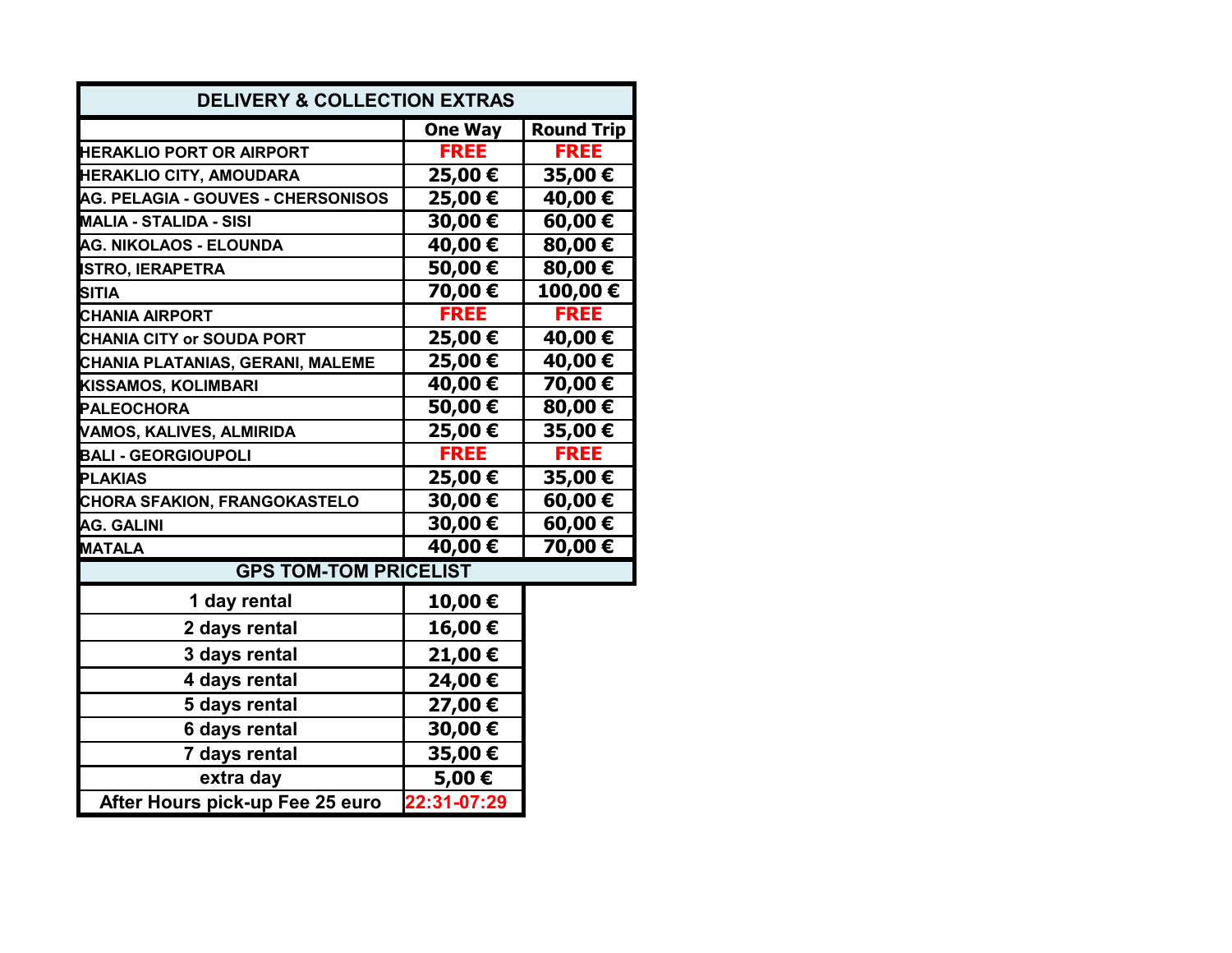| DELIVERY & COLLECTION EXTRAS | | |
|---|---|---|
| | **One Way** | **Round Trip** |
| HERAKLIO PORT OR AIRPORT | **FREE** | **FREE** |
| HERAKLIO CITY, AMOUDARA | **25,00 €** | **35,00 €** |
| AG. PELAGIA - GOUVES - CHERSONISOS | **25,00 €** | **40,00 €** |
| MALIA - STALIDA - SISI | **30,00 €** | **60,00 €** |
| AG. NIKOLAOS - ELOUNDA | **40,00 €** | **80,00 €** |
| ISTRO, IERAPETRA | **50,00 €** | **80,00 €** |
| SITIA | **70,00 €** | **100,00 €** |
| CHANIA AIRPORT | **FREE** | **FREE** |
| CHANIA CITY or SOUDA PORT | **25,00 €** | **40,00 €** |
| CHANIA PLATANIAS, GERANI, MALEME | **25,00 €** | **40,00 €** |
| KISSAMOS, KOLIMBARI | **40,00 €** | **70,00 €** |
| PALEOCHORA | **50,00 €** | **80,00 €** |
| VAMOS, KALIVES, ALMIRIDA | **25,00 €** | **35,00 €** |
| BALI - GEORGIOUPOLI | **FREE** | **FREE** |
| PLAKIAS | **25,00 €** | **35,00 €** |
| CHORA SFAKION, FRANGOKASTELO | **30,00 €** | **60,00 €** |
| AG. GALINI | **30,00 €** | **60,00 €** |
| MATALA | **40,00 €** | **70,00 €** |

| GPS TOM-TOM PRICELIST | |
|---|---|
| 1 day rental | **10,00 €** |
| 2 days rental | **16,00 €** |
| 3 days rental | **21,00 €** |
| 4 days rental | **24,00 €** |
| 5 days rental | **27,00 €** |
| 6 days rental | **30,00 €** |
| 7 days rental | **35,00 €** |
| extra day | **5,00 €** |
| After Hours pick-up Fee 25 euro | **22:31-07:29** |